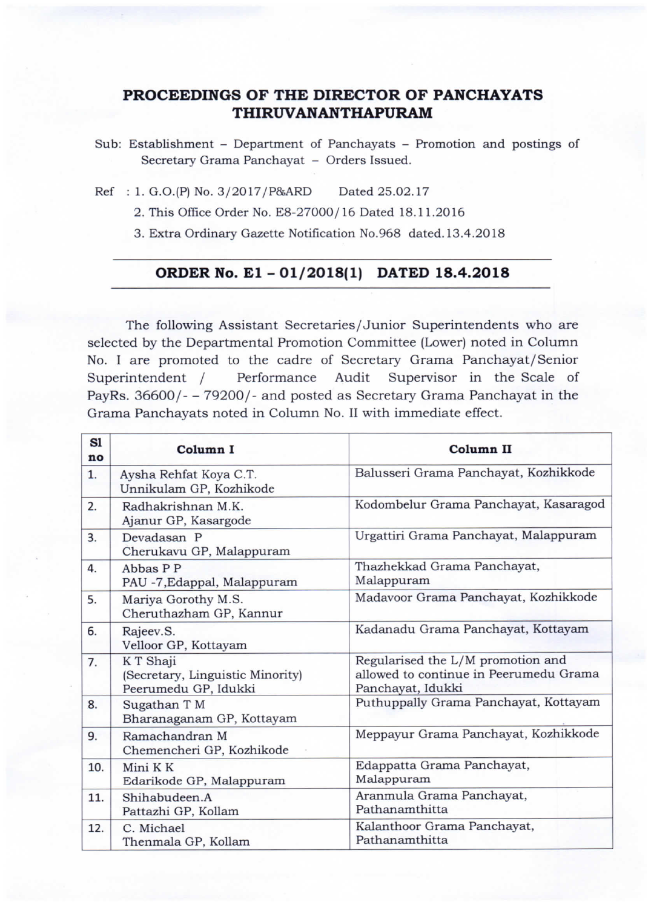# PROCEEDINGS OF THE DIRECTOR OF PANCHAYATS THIRUVANANTHAPURAM

Sub: Establishment – Department of Panchayats – Promotion and postings of Secretary Grama Panchayat – Orders Issued.

Ref : 1. G.O.(P) No. 3/2017/P&ARD Dated 25.02.17
2. This Office Order No. E8-27000/16 Dated 18.11.2016
3. Extra Ordinary Gazette Notification No.968 dated.13.4.2018

## ORDER No. E1 – 01/2018(1) DATED 18.4.2018

The following Assistant Secretaries/Junior Superintendents who are selected by the Departmental Promotion Committee (Lower) noted in Column No. I are promoted to the cadre of Secretary Grama Panchayat/Senior Superintendent / Performance Audit Supervisor in the Scale of PayRs. 36600/- – 79200/- and posted as Secretary Grama Panchayat in the Grama Panchayats noted in Column No. II with immediate effect.

| Sl no | Column I | Column II |
|---|---|---|
| 1. | Aysha Rehfat Koya C.T.<br>Unnikulam GP, Kozhikode | Balusseri Grama Panchayat, Kozhikkode |
| 2. | Radhakrishnan M.K.<br>Ajanur GP, Kasargode | Kodombelur Grama Panchayat, Kasaragod |
| 3. | Devadasan P<br>Cherukavu GP, Malappuram | Urgattiri Grama Panchayat, Malappuram |
| 4. | Abbas P P<br>PAU -7,Edappal, Malappuram | Thazhekkad Grama Panchayat, Malappuram |
| 5. | Mariya Gorothy M.S.<br>Cheruthazham GP, Kannur | Madavoor Grama Panchayat, Kozhikkode |
| 6. | Rajeev.S.<br>Velloor GP, Kottayam | Kadanadu Grama Panchayat, Kottayam |
| 7. | K T Shaji<br>(Secretary, Linguistic Minority)<br>Peerumedu GP, Idukki | Regularised the L/M promotion and allowed to continue in Peerumedu Grama Panchayat, Idukki |
| 8. | Sugathan T M<br>Bharanaganam GP, Kottayam | Puthuppally Grama Panchayat, Kottayam |
| 9. | Ramachandran M<br>Chemencheri GP, Kozhikode | Meppayur Grama Panchayat, Kozhikkode |
| 10. | Mini K K<br>Edarikode GP, Malappuram | Edappatta Grama Panchayat, Malappuram |
| 11. | Shihabudeen.A<br>Pattazhi GP, Kollam | Aranmula Grama Panchayat, Pathanamthitta |
| 12. | C. Michael<br>Thenmala GP, Kollam | Kalanthoor Grama Panchayat, Pathanamthitta |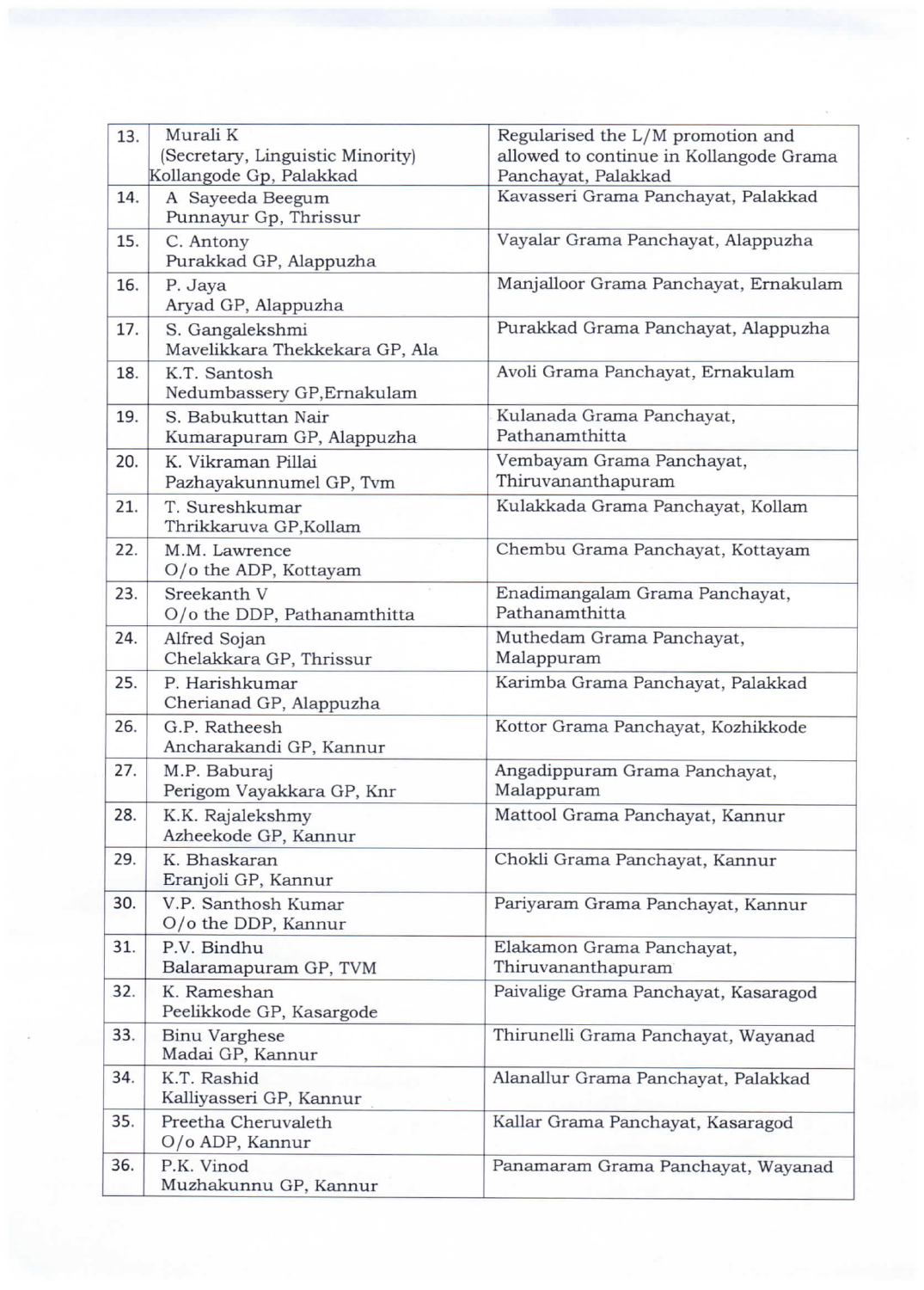| | | |
|---|---|---|
| 13. | Murali K<br>(Secretary, Linguistic Minority)<br>Kollangode Gp, Palakkad | Regularised the L/M promotion and allowed to continue in Kollangode Grama Panchayat, Palakkad |
| 14. | A Sayeeda Beegum<br>Punnayur Gp, Thrissur | Kavasseri Grama Panchayat, Palakkad |
| 15. | C. Antony<br>Purakkad GP, Alappuzha | Vayalar Grama Panchayat, Alappuzha |
| 16. | P. Jaya<br>Aryad GP, Alappuzha | Manjalloor Grama Panchayat, Ernakulam |
| 17. | S. Gangalekshmi<br>Mavelikkara Thekkekara GP, Ala | Purakkad Grama Panchayat, Alappuzha |
| 18. | K.T. Santosh<br>Nedumbassery GP,Ernakulam | Avoli Grama Panchayat, Ernakulam |
| 19. | S. Babukuttan Nair<br>Kumarapuram GP, Alappuzha | Kulanada Grama Panchayat, Pathanamthitta |
| 20. | K. Vikraman Pillai<br>Pazhayakunnumel GP, Tvm | Vembayam Grama Panchayat, Thiruvananthapuram |
| 21. | T. Sureshkumar<br>Thrikkaruva GP,Kollam | Kulakkada Grama Panchayat, Kollam |
| 22. | M.M. Lawrence<br>O/o the ADP, Kottayam | Chembu Grama Panchayat, Kottayam |
| 23. | Sreekanth V<br>O/o the DDP, Pathanamthitta | Enadimangalam Grama Panchayat, Pathanamthitta |
| 24. | Alfred Sojan<br>Chelakkara GP, Thrissur | Muthedam Grama Panchayat, Malappuram |
| 25. | P. Harishkumar<br>Cherianad GP, Alappuzha | Karimba Grama Panchayat, Palakkad |
| 26. | G.P. Ratheesh<br>Ancharakandi GP, Kannur | Kottor Grama Panchayat, Kozhikkode |
| 27. | M.P. Baburaj<br>Perigom Vayakkara GP, Knr | Angadippuram Grama Panchayat, Malappuram |
| 28. | K.K. Rajalekshmy<br>Azheekode GP, Kannur | Mattool Grama Panchayat, Kannur |
| 29. | K. Bhaskaran<br>Eranjoli GP, Kannur | Chokli Grama Panchayat, Kannur |
| 30. | V.P. Santhosh Kumar<br>O/o the DDP, Kannur | Pariyaram Grama Panchayat, Kannur |
| 31. | P.V. Bindhu<br>Balaramapuram GP, TVM | Elakamon Grama Panchayat, Thiruvananthapuram |
| 32. | K. Rameshan<br>Peelikkode GP, Kasargode | Paivalige Grama Panchayat, Kasaragod |
| 33. | Binu Varghese<br>Madai GP, Kannur | Thirunelli Grama Panchayat, Wayanad |
| 34. | K.T. Rashid<br>Kalliyasseri GP, Kannur | Alanallur Grama Panchayat, Palakkad |
| 35. | Preetha Cheruvaleth<br>O/o ADP, Kannur | Kallar Grama Panchayat, Kasaragod |
| 36. | P.K. Vinod<br>Muzhakunnu GP, Kannur | Panamaram Grama Panchayat, Wayanad |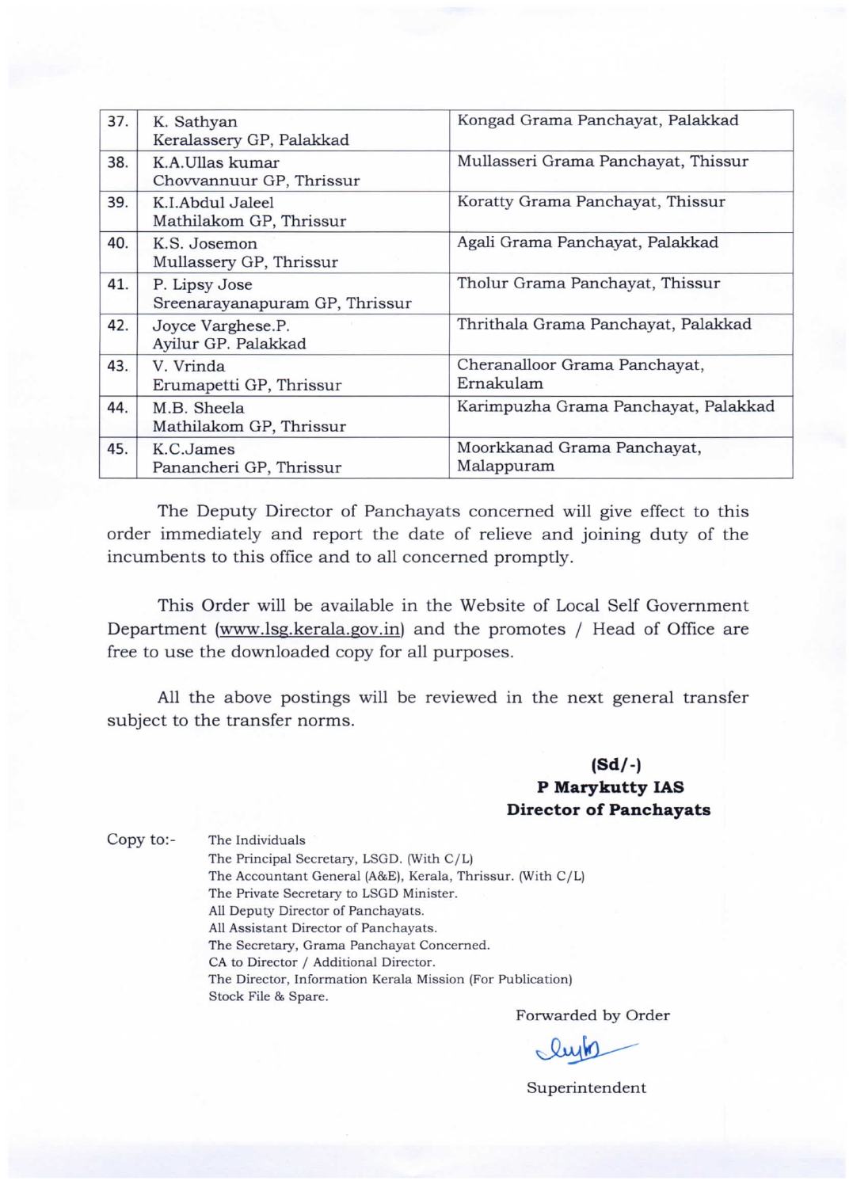| | | |
|---|---|---|
| 37. | K. Sathyan<br>Keralassery GP, Palakkad | Kongad Grama Panchayat, Palakkad |
| 38. | K.A.Ullas kumar<br>Chowannuur GP, Thrissur | Mullasseri Grama Panchayat, Thissur |
| 39. | K.I.Abdul Jaleel<br>Mathilakom GP, Thrissur | Koratty Grama Panchayat, Thissur |
| 40. | K.S. Josemon<br>Mullassery GP, Thrissur | Agali Grama Panchayat, Palakkad |
| 41. | P. Lipsy Jose<br>Sreenarayanapuram GP, Thrissur | Tholur Grama Panchayat, Thissur |
| 42. | Joyce Varghese.P.<br>Ayilur GP. Palakkad | Thrithala Grama Panchayat, Palakkad |
| 43. | V. Vrinda<br>Erumapetti GP, Thrissur | Cheranalloor Grama Panchayat, Ernakulam |
| 44. | M.B. Sheela<br>Mathilakom GP, Thrissur | Karimpuzha Grama Panchayat, Palakkad |
| 45. | K.C.James<br>Panancheri GP, Thrissur | Moorkkanad Grama Panchayat, Malappuram |

The Deputy Director of Panchayats concerned will give effect to this order immediately and report the date of relieve and joining duty of the incumbents to this office and to all concerned promptly.

This Order will be available in the Website of Local Self Government Department (www.lsg.kerala.gov.in) and the promotes / Head of Office are free to use the downloaded copy for all purposes.

All the above postings will be reviewed in the next general transfer subject to the transfer norms.

**(Sd/-)**
**P Marykutty IAS**
**Director of Panchayats**

Copy to:-
- The Individuals
- The Principal Secretary, LSGD. (With C/L)
- The Accountant General (A&E), Kerala, Thrissur. (With C/L)
- The Private Secretary to LSGD Minister.
- All Deputy Director of Panchayats.
- All Assistant Director of Panchayats.
- The Secretary, Grama Panchayat Concerned.
- CA to Director / Additional Director.
- The Director, Information Kerala Mission (For Publication)
- Stock File & Spare.

Forwarded by Order

Superintendent